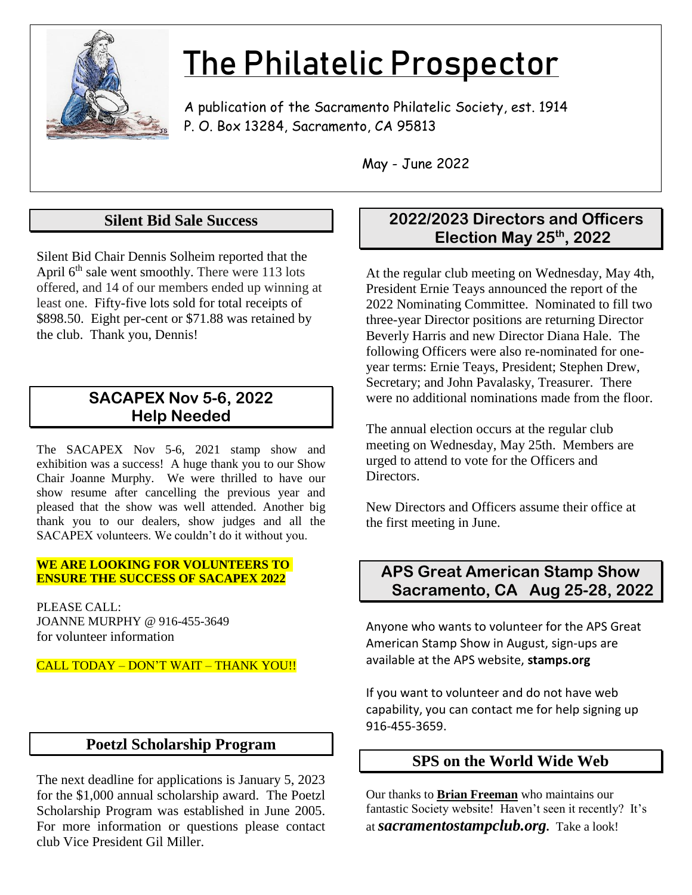# The Philatelic Prospector

A publication of the Sacramento Philatelic Society, est. 1914
P. O. Box 13284, Sacramento, CA 95813

May - June 2022

## Silent Bid Sale Success

Silent Bid Chair Dennis Solheim reported that the April 6th sale went smoothly. There were 113 lots offered, and 14 of our members ended up winning at least one. Fifty-five lots sold for total receipts of \$898.50. Eight per-cent or \$71.88 was retained by the club. Thank you, Dennis!

## SACAPEX Nov 5-6, 2022 Help Needed

The SACAPEX Nov 5-6, 2021 stamp show and exhibition was a success! A huge thank you to our Show Chair Joanne Murphy. We were thrilled to have our show resume after cancelling the previous year and pleased that the show was well attended. Another big thank you to our dealers, show judges and all the SACAPEX volunteers. We couldn't do it without you.

**WE ARE LOOKING FOR VOLUNTEERS TO ENSURE THE SUCCESS OF SACAPEX 2022**

PLEASE CALL:
JOANNE MURPHY @ 916-455-3649
for volunteer information

CALL TODAY – DON'T WAIT – THANK YOU!!

## Poetzl Scholarship Program

The next deadline for applications is January 5, 2023 for the \$1,000 annual scholarship award. The Poetzl Scholarship Program was established in June 2005. For more information or questions please contact club Vice President Gil Miller.

## 2022/2023 Directors and Officers Election May 25th, 2022

At the regular club meeting on Wednesday, May 4th, President Ernie Teays announced the report of the 2022 Nominating Committee. Nominated to fill two three-year Director positions are returning Director Beverly Harris and new Director Diana Hale. The following Officers were also re-nominated for one-year terms: Ernie Teays, President; Stephen Drew, Secretary; and John Pavalasky, Treasurer. There were no additional nominations made from the floor.

The annual election occurs at the regular club meeting on Wednesday, May 25th. Members are urged to attend to vote for the Officers and Directors.

New Directors and Officers assume their office at the first meeting in June.

## APS Great American Stamp Show Sacramento, CA Aug 25-28, 2022

Anyone who wants to volunteer for the APS Great American Stamp Show in August, sign-ups are available at the APS website, **stamps.org**

If you want to volunteer and do not have web capability, you can contact me for help signing up 916-455-3659.

## SPS on the World Wide Web

Our thanks to **Brian Freeman** who maintains our fantastic Society website! Haven't seen it recently? It's at ***sacramentostampclub.org.*** Take a look!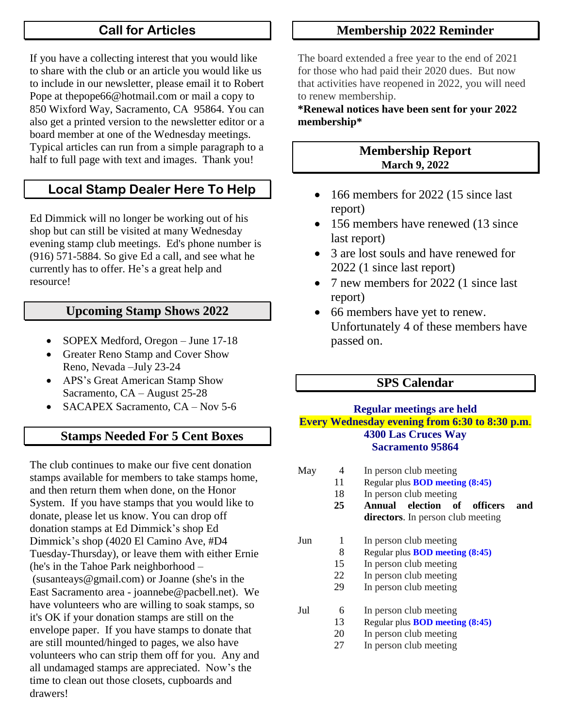## Call for Articles

If you have a collecting interest that you would like to share with the club or an article you would like us to include in our newsletter, please email it to Robert Pope at thepope66@hotmail.com or mail a copy to 850 Wixford Way, Sacramento, CA 95864. You can also get a printed version to the newsletter editor or a board member at one of the Wednesday meetings. Typical articles can run from a simple paragraph to a half to full page with text and images. Thank you!

## Local Stamp Dealer Here To Help

Ed Dimmick will no longer be working out of his shop but can still be visited at many Wednesday evening stamp club meetings. Ed's phone number is (916) 571-5884. So give Ed a call, and see what he currently has to offer. He's a great help and resource!

## Upcoming Stamp Shows 2022

- SOPEX Medford, Oregon – June 17-18
- Greater Reno Stamp and Cover Show Reno, Nevada –July 23-24
- APS's Great American Stamp Show Sacramento, CA – August 25-28
- SACAPEX Sacramento, CA – Nov 5-6

## Stamps Needed For 5 Cent Boxes

The club continues to make our five cent donation stamps available for members to take stamps home, and then return them when done, on the Honor System. If you have stamps that you would like to donate, please let us know. You can drop off donation stamps at Ed Dimmick's shop Ed Dimmick's shop (4020 El Camino Ave, #D4 Tuesday-Thursday), or leave them with either Ernie (he's in the Tahoe Park neighborhood – (susanteays@gmail.com) or Joanne (she's in the East Sacramento area - joannebe@pacbell.net). We have volunteers who are willing to soak stamps, so it's OK if your donation stamps are still on the envelope paper. If you have stamps to donate that are still mounted/hinged to pages, we also have volunteers who can strip them off for you. Any and all undamaged stamps are appreciated. Now's the time to clean out those closets, cupboards and drawers!

## Membership 2022 Reminder

The board extended a free year to the end of 2021 for those who had paid their 2020 dues. But now that activities have reopened in 2022, you will need to renew membership.

**\*Renewal notices have been sent for your 2022 membership\***

## Membership Report
**March 9, 2022**

- 166 members for 2022 (15 since last report)
- 156 members have renewed (13 since last report)
- 3 are lost souls and have renewed for 2022 (1 since last report)
- 7 new members for 2022 (1 since last report)
- 66 members have yet to renew. Unfortunately 4 of these members have passed on.

## SPS Calendar

**Regular meetings are held**
**Every Wednesday evening from 6:30 to 8:30 p.m.**
**4300 Las Cruces Way**
**Sacramento 95864**

| Month | Day | Event |
|---|---|---|
| May | 4 | In person club meeting |
| | 11 | Regular plus **BOD meeting (8:45)** |
| | 18 | In person club meeting |
| | **25** | **Annual election of officers and directors**. In person club meeting |
| Jun | 1 | In person club meeting |
| | 8 | Regular plus **BOD meeting (8:45)** |
| | 15 | In person club meeting |
| | 22 | In person club meeting |
| | 29 | In person club meeting |
| Jul | 6 | In person club meeting |
| | 13 | Regular plus **BOD meeting (8:45)** |
| | 20 | In person club meeting |
| | 27 | In person club meeting |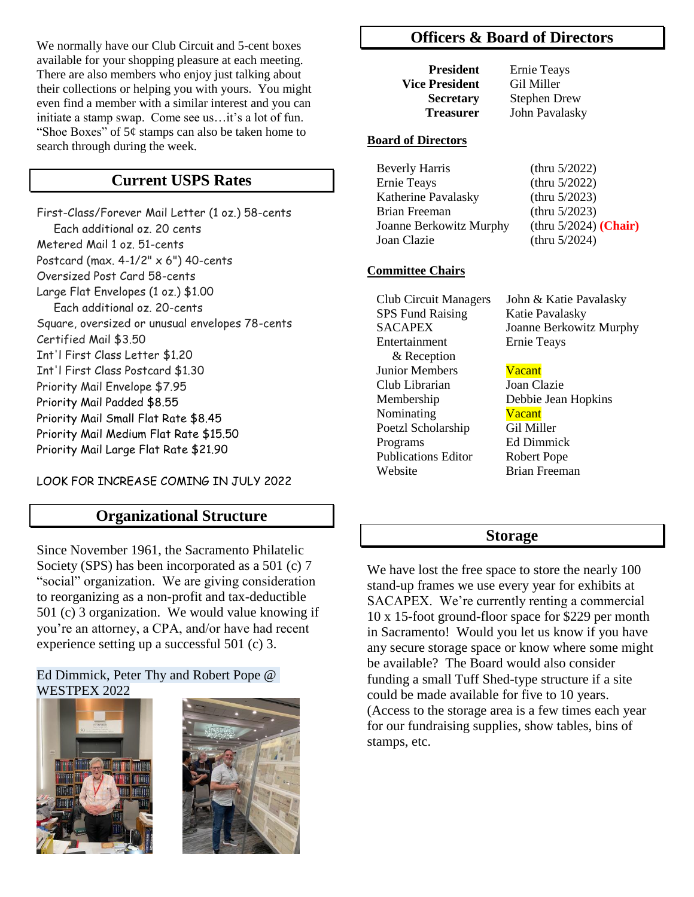We normally have our Club Circuit and 5-cent boxes available for your shopping pleasure at each meeting. There are also members who enjoy just talking about their collections or helping you with yours. You might even find a member with a similar interest and you can initiate a stamp swap. Come see us…it's a lot of fun. "Shoe Boxes" of 5¢ stamps can also be taken home to search through during the week.

## Current USPS Rates

First-Class/Forever Mail Letter (1 oz.) 58-cents
Each additional oz. 20 cents
Metered Mail 1 oz. 51-cents
Postcard (max. 4-1/2" x 6") 40-cents
Oversized Post Card 58-cents
Large Flat Envelopes (1 oz.) $1.00
Each additional oz. 20-cents
Square, oversized or unusual envelopes 78-cents
Certified Mail $3.50
Int'l First Class Letter $1.20
Int'l First Class Postcard $1.30
Priority Mail Envelope $7.95
Priority Mail Padded $8.55
Priority Mail Small Flat Rate $8.45
Priority Mail Medium Flat Rate $15.50
Priority Mail Large Flat Rate $21.90

LOOK FOR INCREASE COMING IN JULY 2022

## Organizational Structure

Since November 1961, the Sacramento Philatelic Society (SPS) has been incorporated as a 501 (c) 7 "social" organization. We are giving consideration to reorganizing as a non-profit and tax-deductible 501 (c) 3 organization. We would value knowing if you're an attorney, a CPA, and/or have had recent experience setting up a successful 501 (c) 3.

Ed Dimmick, Peter Thy and Robert Pope @ WESTPEX 2022

## Officers & Board of Directors

| | |
|---|---|
| **President** | Ernie Teays |
| **Vice President** | Gil Miller |
| **Secretary** | Stephen Drew |
| **Treasurer** | John Pavalasky |

### Board of Directors

| | |
|---|---|
| Beverly Harris | (thru 5/2022) |
| Ernie Teays | (thru 5/2022) |
| Katherine Pavalasky | (thru 5/2023) |
| Brian Freeman | (thru 5/2023) |
| Joanne Berkowitz Murphy | (thru 5/2024) **(Chair)** |
| Joan Clazie | (thru 5/2024) |

### Committee Chairs

| | |
|---|---|
| Club Circuit Managers | John & Katie Pavalasky |
| SPS Fund Raising | Katie Pavalasky |
| SACAPEX | Joanne Berkowitz Murphy |
| Entertainment & Reception | Ernie Teays |
| Junior Members | Vacant |
| Club Librarian | Joan Clazie |
| Membership | Debbie Jean Hopkins |
| Nominating | Vacant |
| Poetzl Scholarship | Gil Miller |
| Programs | Ed Dimmick |
| Publications Editor | Robert Pope |
| Website | Brian Freeman |

## Storage

We have lost the free space to store the nearly 100 stand-up frames we use every year for exhibits at SACAPEX. We're currently renting a commercial 10 x 15-foot ground-floor space for $229 per month in Sacramento! Would you let us know if you have any secure storage space or know where some might be available? The Board would also consider funding a small Tuff Shed-type structure if a site could be made available for five to 10 years. (Access to the storage area is a few times each year for our fundraising supplies, show tables, bins of stamps, etc.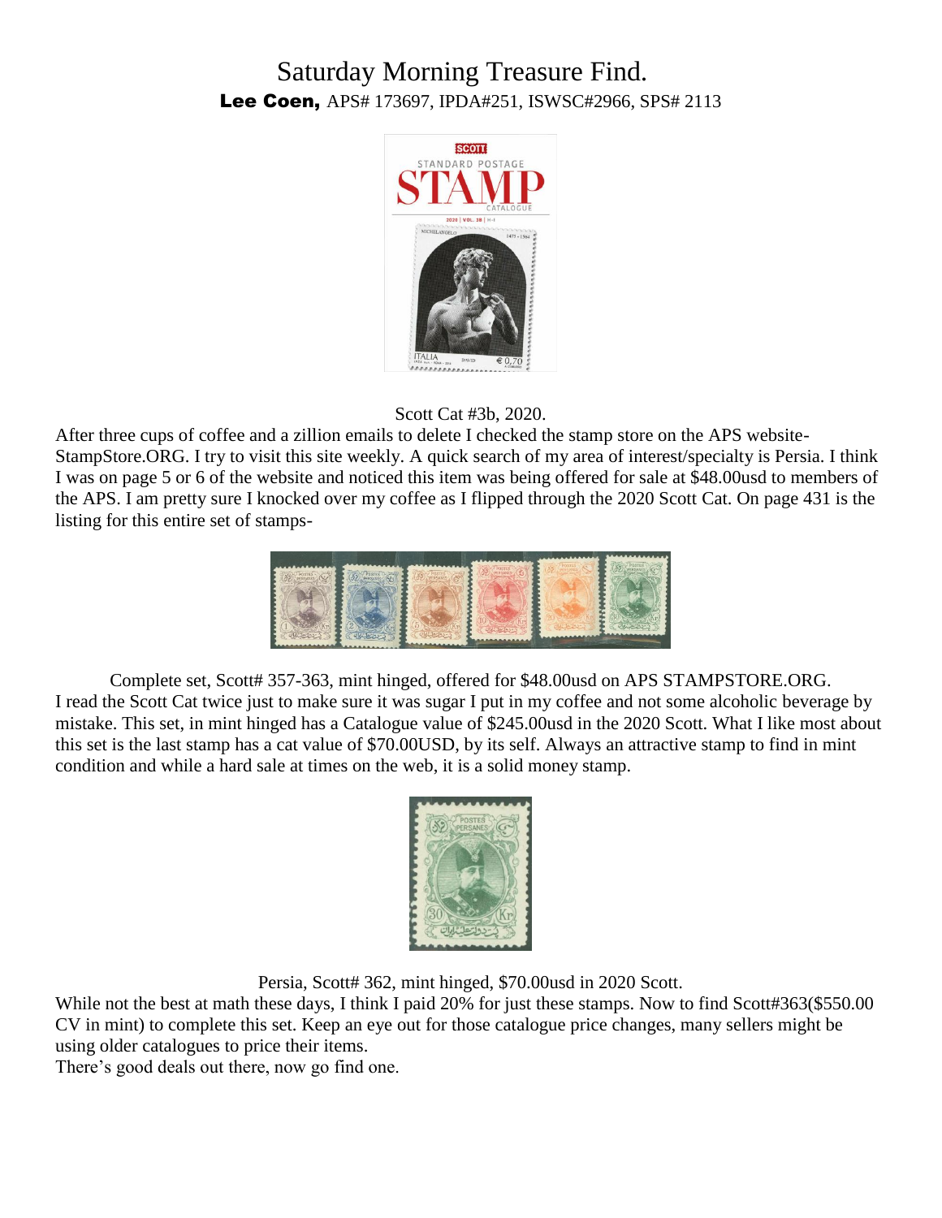# Saturday Morning Treasure Find.

**Lee Coen,** APS# 173697, IPDA#251, ISWSC#2966, SPS# 2113

Scott Cat #3b, 2020.

After three cups of coffee and a zillion emails to delete I checked the stamp store on the APS website-StampStore.ORG. I try to visit this site weekly. A quick search of my area of interest/specialty is Persia. I think I was on page 5 or 6 of the website and noticed this item was being offered for sale at $48.00usd to members of the APS. I am pretty sure I knocked over my coffee as I flipped through the 2020 Scott Cat. On page 431 is the listing for this entire set of stamps-

Complete set, Scott# 357-363, mint hinged, offered for $48.00usd on APS STAMPSTORE.ORG.

I read the Scott Cat twice just to make sure it was sugar I put in my coffee and not some alcoholic beverage by mistake. This set, in mint hinged has a Catalogue value of $245.00usd in the 2020 Scott. What I like most about this set is the last stamp has a cat value of $70.00USD, by its self. Always an attractive stamp to find in mint condition and while a hard sale at times on the web, it is a solid money stamp.

Persia, Scott# 362, mint hinged, $70.00usd in 2020 Scott.

While not the best at math these days, I think I paid 20% for just these stamps. Now to find Scott#363($550.00 CV in mint) to complete this set. Keep an eye out for those catalogue price changes, many sellers might be using older catalogues to price their items.

There's good deals out there, now go find one.